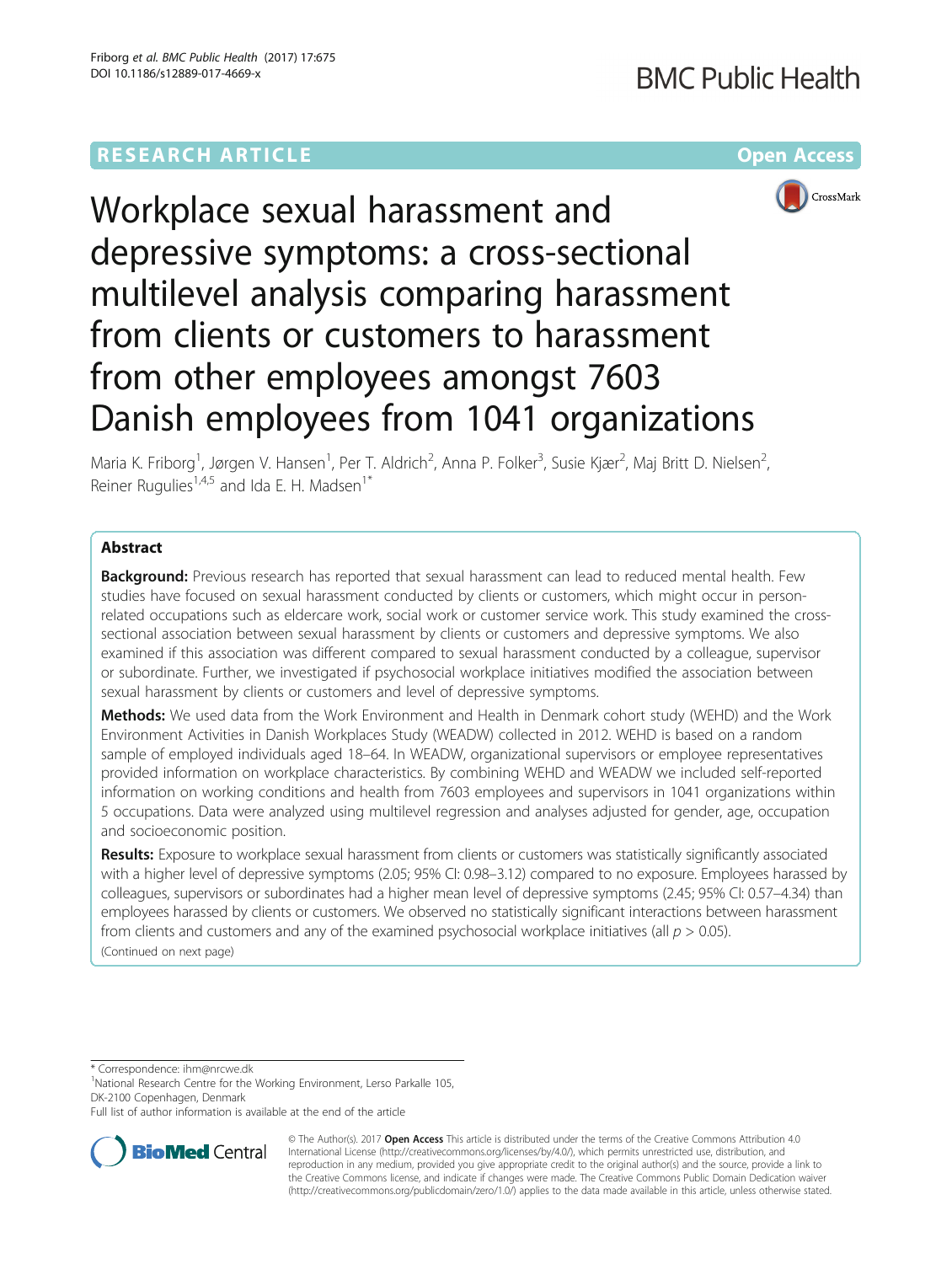RESEARCH ARTICLE

Open Access

# Workplace sexual harassment and depressive symptoms: a cross-sectional multilevel analysis comparing harassment from clients or customers to harassment from other employees amongst 7603 Danish employees from 1041 organizations

Maria K. Friborg[1], Jørgen V. Hansen[1], Per T. Aldrich[2], Anna P. Folker[3], Susie Kjær[2], Maj Britt D. Nielsen[2], Reiner Rugulies[1,4,5] and Ida E. H. Madsen[1*]

## Abstract

**Background:** Previous research has reported that sexual harassment can lead to reduced mental health. Few studies have focused on sexual harassment conducted by clients or customers, which might occur in person-related occupations such as eldercare work, social work or customer service work. This study examined the cross-sectional association between sexual harassment by clients or customers and depressive symptoms. We also examined if this association was different compared to sexual harassment conducted by a colleague, supervisor or subordinate. Further, we investigated if psychosocial workplace initiatives modified the association between sexual harassment by clients or customers and level of depressive symptoms.

**Methods:** We used data from the Work Environment and Health in Denmark cohort study (WEHD) and the Work Environment Activities in Danish Workplaces Study (WEADW) collected in 2012. WEHD is based on a random sample of employed individuals aged 18–64. In WEADW, organizational supervisors or employee representatives provided information on workplace characteristics. By combining WEHD and WEADW we included self-reported information on working conditions and health from 7603 employees and supervisors in 1041 organizations within 5 occupations. Data were analyzed using multilevel regression and analyses adjusted for gender, age, occupation and socioeconomic position.

**Results:** Exposure to workplace sexual harassment from clients or customers was statistically significantly associated with a higher level of depressive symptoms (2.05; 95% CI: 0.98–3.12) compared to no exposure. Employees harassed by colleagues, supervisors or subordinates had a higher mean level of depressive symptoms (2.45; 95% CI: 0.57–4.34) than employees harassed by clients or customers. We observed no statistically significant interactions between harassment from clients and customers and any of the examined psychosocial workplace initiatives (all $p > 0.05$).

(Continued on next page)

* Correspondence: ihm@nrcwe.dk

[1]National Research Centre for the Working Environment, Lersø Parkallé 105, DK-2100 Copenhagen, Denmark

Full list of author information is available at the end of the article

© The Author(s). 2017 **Open Access** This article is distributed under the terms of the Creative Commons Attribution 4.0 International License (http://creativecommons.org/licenses/by/4.0/), which permits unrestricted use, distribution, and reproduction in any medium, provided you give appropriate credit to the original author(s) and the source, provide a link to the Creative Commons license, and indicate if changes were made. The Creative Commons Public Domain Dedication waiver (http://creativecommons.org/publicdomain/zero/1.0/) applies to the data made available in this article, unless otherwise stated.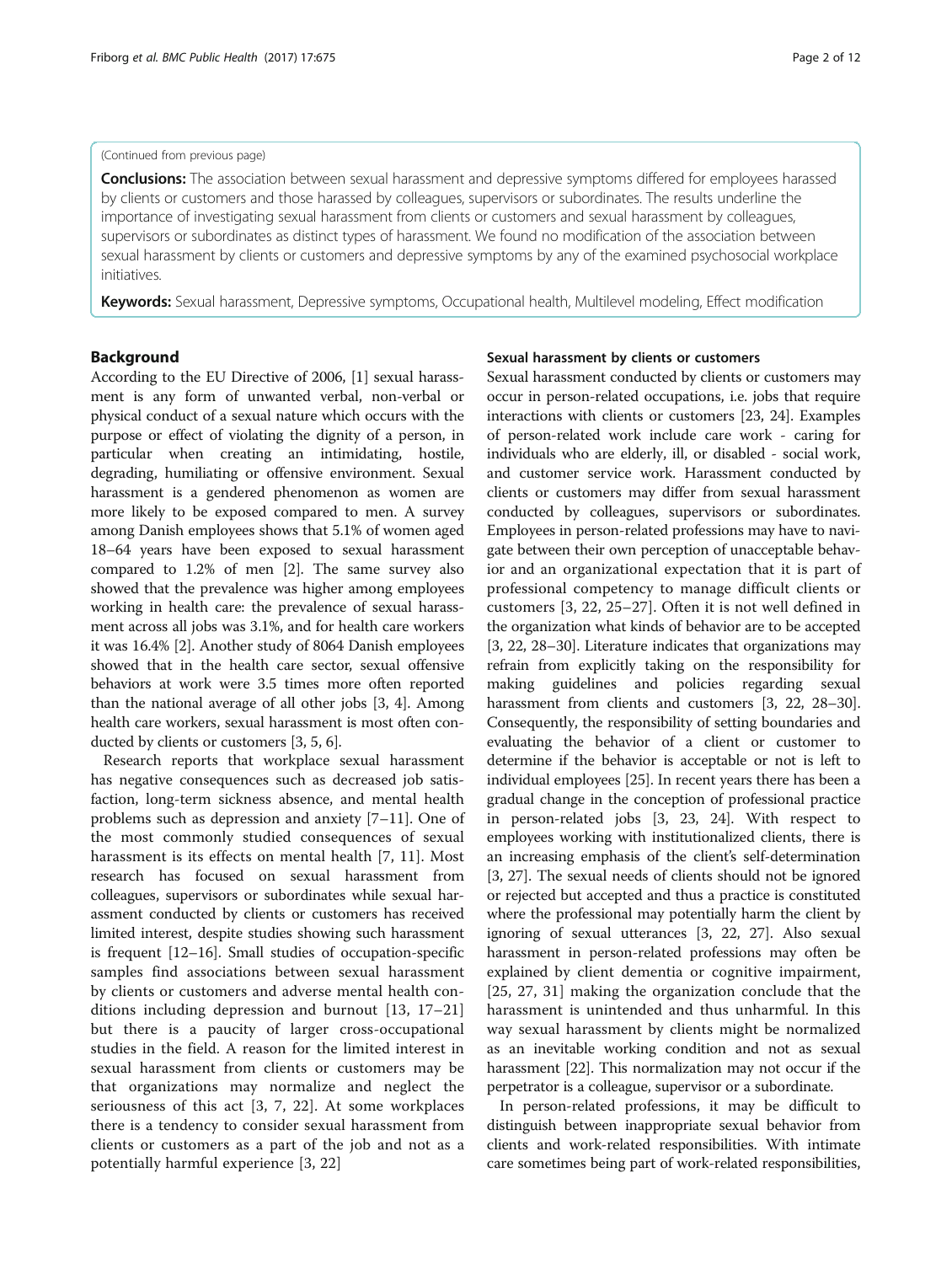(Continued from previous page)

**Conclusions:** The association between sexual harassment and depressive symptoms differed for employees harassed by clients or customers and those harassed by colleagues, supervisors or subordinates. The results underline the importance of investigating sexual harassment from clients or customers and sexual harassment by colleagues, supervisors or subordinates as distinct types of harassment. We found no modification of the association between sexual harassment by clients or customers and depressive symptoms by any of the examined psychosocial workplace initiatives.

**Keywords:** Sexual harassment, Depressive symptoms, Occupational health, Multilevel modeling, Effect modification

## Background

According to the EU Directive of 2006, [1] sexual harassment is any form of unwanted verbal, non-verbal or physical conduct of a sexual nature which occurs with the purpose or effect of violating the dignity of a person, in particular when creating an intimidating, hostile, degrading, humiliating or offensive environment. Sexual harassment is a gendered phenomenon as women are more likely to be exposed compared to men. A survey among Danish employees shows that 5.1% of women aged 18–64 years have been exposed to sexual harassment compared to 1.2% of men [2]. The same survey also showed that the prevalence was higher among employees working in health care: the prevalence of sexual harassment across all jobs was 3.1%, and for health care workers it was 16.4% [2]. Another study of 8064 Danish employees showed that in the health care sector, sexual offensive behaviors at work were 3.5 times more often reported than the national average of all other jobs [3, 4]. Among health care workers, sexual harassment is most often conducted by clients or customers [3, 5, 6].

Research reports that workplace sexual harassment has negative consequences such as decreased job satisfaction, long-term sickness absence, and mental health problems such as depression and anxiety [7–11]. One of the most commonly studied consequences of sexual harassment is its effects on mental health [7, 11]. Most research has focused on sexual harassment from colleagues, supervisors or subordinates while sexual harassment conducted by clients or customers has received limited interest, despite studies showing such harassment is frequent [12–16]. Small studies of occupation-specific samples find associations between sexual harassment by clients or customers and adverse mental health conditions including depression and burnout [13, 17–21] but there is a paucity of larger cross-occupational studies in the field. A reason for the limited interest in sexual harassment from clients or customers may be that organizations may normalize and neglect the seriousness of this act [3, 7, 22]. At some workplaces there is a tendency to consider sexual harassment from clients or customers as a part of the job and not as a potentially harmful experience [3, 22]

### Sexual harassment by clients or customers

Sexual harassment conducted by clients or customers may occur in person-related occupations, i.e. jobs that require interactions with clients or customers [23, 24]. Examples of person-related work include care work - caring for individuals who are elderly, ill, or disabled - social work, and customer service work. Harassment conducted by clients or customers may differ from sexual harassment conducted by colleagues, supervisors or subordinates. Employees in person-related professions may have to navigate between their own perception of unacceptable behavior and an organizational expectation that it is part of professional competency to manage difficult clients or customers [3, 22, 25–27]. Often it is not well defined in the organization what kinds of behavior are to be accepted [3, 22, 28–30]. Literature indicates that organizations may refrain from explicitly taking on the responsibility for making guidelines and policies regarding sexual harassment from clients and customers [3, 22, 28–30]. Consequently, the responsibility of setting boundaries and evaluating the behavior of a client or customer to determine if the behavior is acceptable or not is left to individual employees [25]. In recent years there has been a gradual change in the conception of professional practice in person-related jobs [3, 23, 24]. With respect to employees working with institutionalized clients, there is an increasing emphasis of the client's self-determination [3, 27]. The sexual needs of clients should not be ignored or rejected but accepted and thus a practice is constituted where the professional may potentially harm the client by ignoring of sexual utterances [3, 22, 27]. Also sexual harassment in person-related professions may often be explained by client dementia or cognitive impairment, [25, 27, 31] making the organization conclude that the harassment is unintended and thus unharmful. In this way sexual harassment by clients might be normalized as an inevitable working condition and not as sexual harassment [22]. This normalization may not occur if the perpetrator is a colleague, supervisor or a subordinate.

In person-related professions, it may be difficult to distinguish between inappropriate sexual behavior from clients and work-related responsibilities. With intimate care sometimes being part of work-related responsibilities,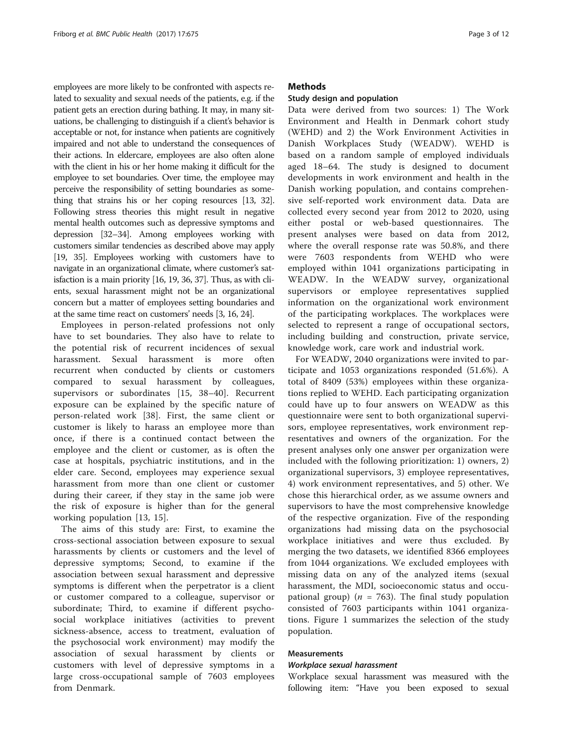employees are more likely to be confronted with aspects related to sexuality and sexual needs of the patients, e.g. if the patient gets an erection during bathing. It may, in many situations, be challenging to distinguish if a client's behavior is acceptable or not, for instance when patients are cognitively impaired and not able to understand the consequences of their actions. In eldercare, employees are also often alone with the client in his or her home making it difficult for the employee to set boundaries. Over time, the employee may perceive the responsibility of setting boundaries as something that strains his or her coping resources [13, 32]. Following stress theories this might result in negative mental health outcomes such as depressive symptoms and depression [32–34]. Among employees working with customers similar tendencies as described above may apply [19, 35]. Employees working with customers have to navigate in an organizational climate, where customer's satisfaction is a main priority [16, 19, 36, 37]. Thus, as with clients, sexual harassment might not be an organizational concern but a matter of employees setting boundaries and at the same time react on customers' needs [3, 16, 24].

Employees in person-related professions not only have to set boundaries. They also have to relate to the potential risk of recurrent incidences of sexual harassment. Sexual harassment is more often recurrent when conducted by clients or customers compared to sexual harassment by colleagues, supervisors or subordinates [15, 38–40]. Recurrent exposure can be explained by the specific nature of person-related work [38]. First, the same client or customer is likely to harass an employee more than once, if there is a continued contact between the employee and the client or customer, as is often the case at hospitals, psychiatric institutions, and in the elder care. Second, employees may experience sexual harassment from more than one client or customer during their career, if they stay in the same job were the risk of exposure is higher than for the general working population [13, 15].

The aims of this study are: First, to examine the cross-sectional association between exposure to sexual harassments by clients or customers and the level of depressive symptoms; Second, to examine if the association between sexual harassment and depressive symptoms is different when the perpetrator is a client or customer compared to a colleague, supervisor or subordinate; Third, to examine if different psychosocial workplace initiatives (activities to prevent sickness-absence, access to treatment, evaluation of the psychosocial work environment) may modify the association of sexual harassment by clients or customers with level of depressive symptoms in a large cross-occupational sample of 7603 employees from Denmark.

## Methods

### Study design and population

Data were derived from two sources: 1) The Work Environment and Health in Denmark cohort study (WEHD) and 2) the Work Environment Activities in Danish Workplaces Study (WEADW). WEHD is based on a random sample of employed individuals aged 18–64. The study is designed to document developments in work environment and health in the Danish working population, and contains comprehensive self-reported work environment data. Data are collected every second year from 2012 to 2020, using either postal or web-based questionnaires. The present analyses were based on data from 2012, where the overall response rate was 50.8%, and there were 7603 respondents from WEHD who were employed within 1041 organizations participating in WEADW. In the WEADW survey, organizational supervisors or employee representatives supplied information on the organizational work environment of the participating workplaces. The workplaces were selected to represent a range of occupational sectors, including building and construction, private service, knowledge work, care work and industrial work.

For WEADW, 2040 organizations were invited to participate and 1053 organizations responded (51.6%). A total of 8409 (53%) employees within these organizations replied to WEHD. Each participating organization could have up to four answers on WEADW as this questionnaire were sent to both organizational supervisors, employee representatives, work environment representatives and owners of the organization. For the present analyses only one answer per organization were included with the following prioritization: 1) owners, 2) organizational supervisors, 3) employee representatives, 4) work environment representatives, and 5) other. We chose this hierarchical order, as we assume owners and supervisors to have the most comprehensive knowledge of the respective organization. Five of the responding organizations had missing data on the psychosocial workplace initiatives and were thus excluded. By merging the two datasets, we identified 8366 employees from 1044 organizations. We excluded employees with missing data on any of the analyzed items (sexual harassment, the MDI, socioeconomic status and occupational group) ($n$ = 763). The final study population consisted of 7603 participants within 1041 organizations. Figure 1 summarizes the selection of the study population.

### Measurements

#### *Workplace sexual harassment*

Workplace sexual harassment was measured with the following item: "Have you been exposed to sexual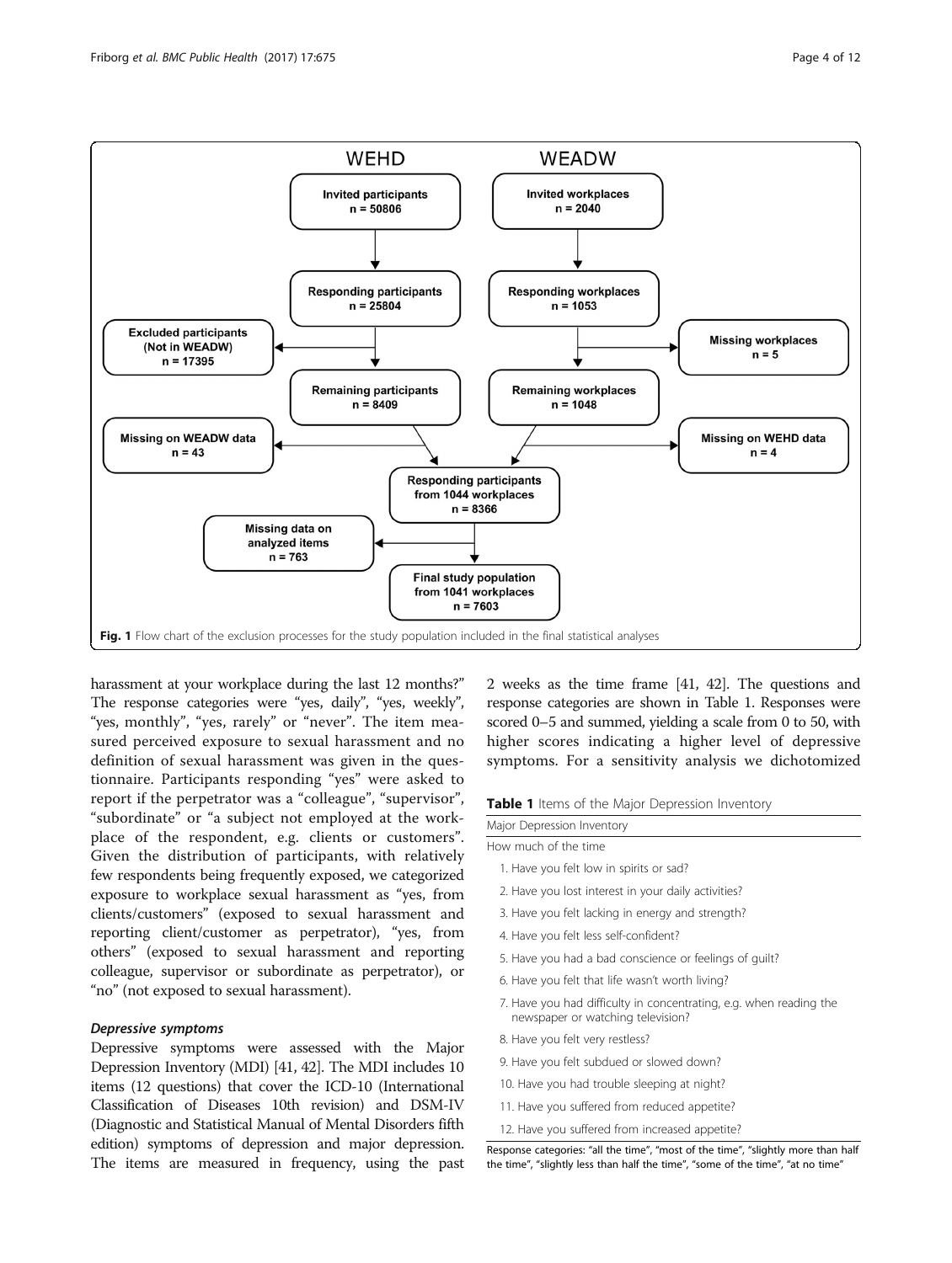Fig. 1 Flow chart of the exclusion processes for the study population included in the final statistical analyses

harassment at your workplace during the last 12 months?" The response categories were "yes, daily", "yes, weekly", "yes, monthly", "yes, rarely" or "never". The item measured perceived exposure to sexual harassment and no definition of sexual harassment was given in the questionnaire. Participants responding "yes" were asked to report if the perpetrator was a "colleague", "supervisor", "subordinate" or "a subject not employed at the workplace of the respondent, e.g. clients or customers". Given the distribution of participants, with relatively few respondents being frequently exposed, we categorized exposure to workplace sexual harassment as "yes, from clients/customers" (exposed to sexual harassment and reporting client/customer as perpetrator), "yes, from others" (exposed to sexual harassment and reporting colleague, supervisor or subordinate as perpetrator), or "no" (not exposed to sexual harassment).

#### *Depressive symptoms*

Depressive symptoms were assessed with the Major Depression Inventory (MDI) [41, 42]. The MDI includes 10 items (12 questions) that cover the ICD-10 (International Classification of Diseases 10th revision) and DSM-IV (Diagnostic and Statistical Manual of Mental Disorders fifth edition) symptoms of depression and major depression. The items are measured in frequency, using the past 2 weeks as the time frame [41, 42]. The questions and response categories are shown in Table 1. Responses were scored 0–5 and summed, yielding a scale from 0 to 50, with higher scores indicating a higher level of depressive symptoms. For a sensitivity analysis we dichotomized

**Table 1** Items of the Major Depression Inventory

| Major Depression Inventory |
|---|
| How much of the time |
| 1. Have you felt low in spirits or sad? |
| 2. Have you lost interest in your daily activities? |
| 3. Have you felt lacking in energy and strength? |
| 4. Have you felt less self-confident? |
| 5. Have you had a bad conscience or feelings of guilt? |
| 6. Have you felt that life wasn't worth living? |
| 7. Have you had difficulty in concentrating, e.g. when reading the newspaper or watching television? |
| 8. Have you felt very restless? |
| 9. Have you felt subdued or slowed down? |
| 10. Have you had trouble sleeping at night? |
| 11. Have you suffered from reduced appetite? |
| 12. Have you suffered from increased appetite? |

Response categories: "all the time", "most of the time", "slightly more than half the time", "slightly less than half the time", "some of the time", "at no time"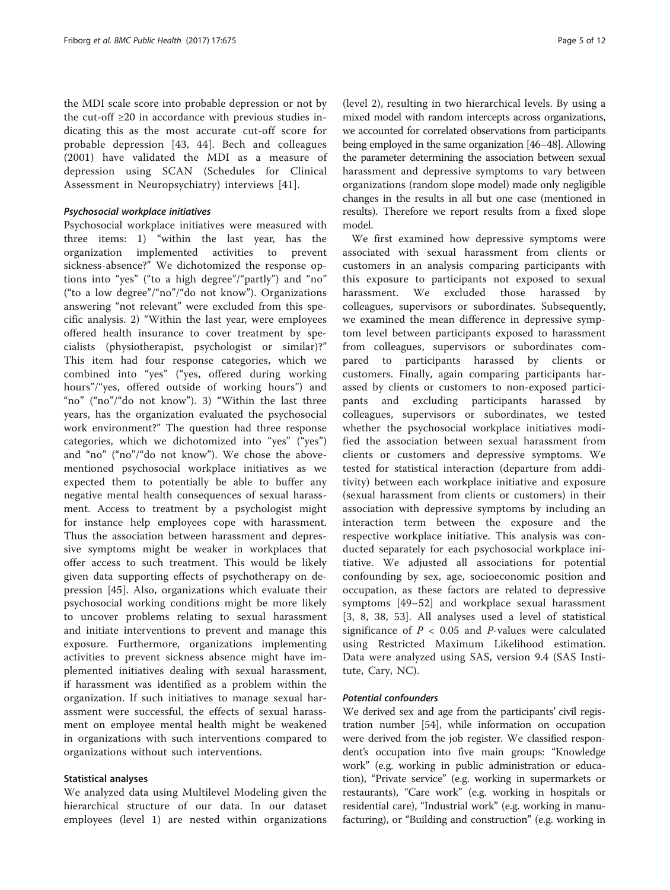the MDI scale score into probable depression or not by the cut-off ≥20 in accordance with previous studies indicating this as the most accurate cut-off score for probable depression [43, 44]. Bech and colleagues (2001) have validated the MDI as a measure of depression using SCAN (Schedules for Clinical Assessment in Neuropsychiatry) interviews [41].

#### *Psychosocial workplace initiatives*

Psychosocial workplace initiatives were measured with three items: 1) "within the last year, has the organization implemented activities to prevent sickness-absence?" We dichotomized the response options into "yes" ("to a high degree"/"partly") and "no" ("to a low degree"/"no"/"do not know"). Organizations answering "not relevant" were excluded from this specific analysis. 2) "Within the last year, were employees offered health insurance to cover treatment by specialists (physiotherapist, psychologist or similar)?" This item had four response categories, which we combined into "yes" ("yes, offered during working hours"/"yes, offered outside of working hours") and "no" ("no"/"do not know"). 3) "Within the last three years, has the organization evaluated the psychosocial work environment?" The question had three response categories, which we dichotomized into "yes" ("yes") and "no" ("no"/"do not know"). We chose the above-mentioned psychosocial workplace initiatives as we expected them to potentially be able to buffer any negative mental health consequences of sexual harassment. Access to treatment by a psychologist might for instance help employees cope with harassment. Thus the association between harassment and depressive symptoms might be weaker in workplaces that offer access to such treatment. This would be likely given data supporting effects of psychotherapy on depression [45]. Also, organizations which evaluate their psychosocial working conditions might be more likely to uncover problems relating to sexual harassment and initiate interventions to prevent and manage this exposure. Furthermore, organizations implementing activities to prevent sickness absence might have implemented initiatives dealing with sexual harassment, if harassment was identified as a problem within the organization. If such initiatives to manage sexual harassment were successful, the effects of sexual harassment on employee mental health might be weakened in organizations with such interventions compared to organizations without such interventions.

### Statistical analyses

We analyzed data using Multilevel Modeling given the hierarchical structure of our data. In our dataset employees (level 1) are nested within organizations (level 2), resulting in two hierarchical levels. By using a mixed model with random intercepts across organizations, we accounted for correlated observations from participants being employed in the same organization [46–48]. Allowing the parameter determining the association between sexual harassment and depressive symptoms to vary between organizations (random slope model) made only negligible changes in the results in all but one case (mentioned in results). Therefore we report results from a fixed slope model.

We first examined how depressive symptoms were associated with sexual harassment from clients or customers in an analysis comparing participants with this exposure to participants not exposed to sexual harassment. We excluded those harassed by colleagues, supervisors or subordinates. Subsequently, we examined the mean difference in depressive symptom level between participants exposed to harassment from colleagues, supervisors or subordinates compared to participants harassed by clients or customers. Finally, again comparing participants harassed by clients or customers to non-exposed participants and excluding participants harassed by colleagues, supervisors or subordinates, we tested whether the psychosocial workplace initiatives modified the association between sexual harassment from clients or customers and depressive symptoms. We tested for statistical interaction (departure from additivity) between each workplace initiative and exposure (sexual harassment from clients or customers) in their association with depressive symptoms by including an interaction term between the exposure and the respective workplace initiative. This analysis was conducted separately for each psychosocial workplace initiative. We adjusted all associations for potential confounding by sex, age, socioeconomic position and occupation, as these factors are related to depressive symptoms [49–52] and workplace sexual harassment [3, 8, 38, 53]. All analyses used a level of statistical significance of $P < 0.05$ and $P$-values were calculated using Restricted Maximum Likelihood estimation. Data were analyzed using SAS, version 9.4 (SAS Institute, Cary, NC).

#### *Potential confounders*

We derived sex and age from the participants' civil registration number [54], while information on occupation were derived from the job register. We classified respondent's occupation into five main groups: "Knowledge work" (e.g. working in public administration or education), "Private service" (e.g. working in supermarkets or restaurants), "Care work" (e.g. working in hospitals or residential care), "Industrial work" (e.g. working in manufacturing), or "Building and construction" (e.g. working in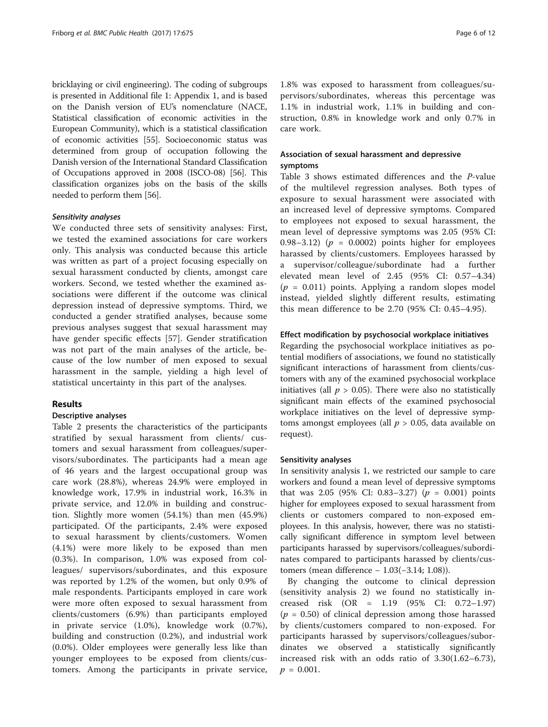bricklaying or civil engineering). The coding of subgroups is presented in Additional file 1: Appendix 1, and is based on the Danish version of EU's nomenclature (NACE, Statistical classification of economic activities in the European Community), which is a statistical classification of economic activities [55]. Socioeconomic status was determined from group of occupation following the Danish version of the International Standard Classification of Occupations approved in 2008 (ISCO-08) [56]. This classification organizes jobs on the basis of the skills needed to perform them [56].

#### *Sensitivity analyses*

We conducted three sets of sensitivity analyses: First, we tested the examined associations for care workers only. This analysis was conducted because this article was written as part of a project focusing especially on sexual harassment conducted by clients, amongst care workers. Second, we tested whether the examined associations were different if the outcome was clinical depression instead of depressive symptoms. Third, we conducted a gender stratified analyses, because some previous analyses suggest that sexual harassment may have gender specific effects [57]. Gender stratification was not part of the main analyses of the article, because of the low number of men exposed to sexual harassment in the sample, yielding a high level of statistical uncertainty in this part of the analyses.

## Results

### Descriptive analyses

Table 2 presents the characteristics of the participants stratified by sexual harassment from clients/ customers and sexual harassment from colleagues/supervisors/subordinates. The participants had a mean age of 46 years and the largest occupational group was care work (28.8%), whereas 24.9% were employed in knowledge work, 17.9% in industrial work, 16.3% in private service, and 12.0% in building and construction. Slightly more women (54.1%) than men (45.9%) participated. Of the participants, 2.4% were exposed to sexual harassment by clients/customers. Women (4.1%) were more likely to be exposed than men (0.3%). In comparison, 1.0% was exposed from colleagues/ supervisors/subordinates, and this exposure was reported by 1.2% of the women, but only 0.9% of male respondents. Participants employed in care work were more often exposed to sexual harassment from clients/customers (6.9%) than participants employed in private service (1.0%), knowledge work (0.7%), building and construction (0.2%), and industrial work (0.0%). Older employees were generally less like than younger employees to be exposed from clients/customers. Among the participants in private service, 1.8% was exposed to harassment from colleagues/supervisors/subordinates, whereas this percentage was 1.1% in industrial work, 1.1% in building and construction, 0.8% in knowledge work and only 0.7% in care work.

### Association of sexual harassment and depressive symptoms

Table 3 shows estimated differences and the *P*-value of the multilevel regression analyses. Both types of exposure to sexual harassment were associated with an increased level of depressive symptoms. Compared to employees not exposed to sexual harassment, the mean level of depressive symptoms was 2.05 (95% CI: 0.98–3.12) ($p$ = 0.0002) points higher for employees harassed by clients/customers. Employees harassed by a supervisor/colleague/subordinate had a further elevated mean level of 2.45 (95% CI: 0.57–4.34) ($p$ = 0.011) points. Applying a random slopes model instead, yielded slightly different results, estimating this mean difference to be 2.70 (95% CI: 0.45–4.95).

### Effect modification by psychosocial workplace initiatives

Regarding the psychosocial workplace initiatives as potential modifiers of associations, we found no statistically significant interactions of harassment from clients/customers with any of the examined psychosocial workplace initiatives (all $p$ > 0.05). There were also no statistically significant main effects of the examined psychosocial workplace initiatives on the level of depressive symptoms amongst employees (all $p$ > 0.05, data available on request).

### Sensitivity analyses

In sensitivity analysis 1, we restricted our sample to care workers and found a mean level of depressive symptoms that was 2.05 (95% CI: 0.83–3.27) ($p$ = 0.001) points higher for employees exposed to sexual harassment from clients or customers compared to non-exposed employees. In this analysis, however, there was no statistically significant difference in symptom level between participants harassed by supervisors/colleagues/subordinates compared to participants harassed by clients/customers (mean difference – 1.03(−3.14; 1.08)).

By changing the outcome to clinical depression (sensitivity analysis 2) we found no statistically increased risk (OR = 1.19 (95% CI: 0.72–1.97) ($p$ = 0.50) of clinical depression among those harassed by clients/customers compared to non-exposed. For participants harassed by supervisors/colleagues/subordinates we observed a statistically significantly increased risk with an odds ratio of 3.30(1.62–6.73), $p$ = 0.001.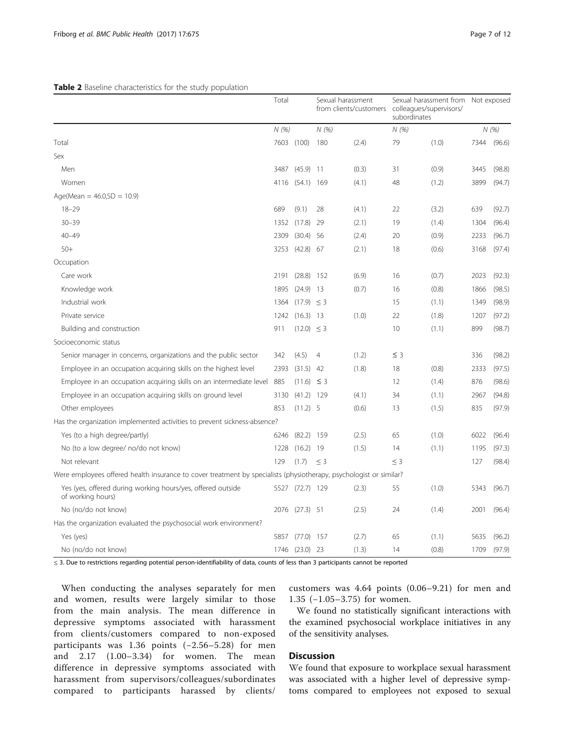**Table 2** Baseline characteristics for the study population

| | Total | | Sexual harassment from clients/customers | | Sexual harassment from colleagues/supervisors/ subordinates | | Not exposed | |
|---|---|---|---|---|---|---|---|---|
| | N (%) | | N (%) | | N (%) | | N (%) | |
| Total | 7603 | (100) | 180 | (2.4) | 79 | (1.0) | 7344 | (96.6) |
| Sex | | | | | | | | |
| Men | 3487 | (45.9) | 11 | (0.3) | 31 | (0.9) | 3445 | (98.8) |
| Women | 4116 | (54.1) | 169 | (4.1) | 48 | (1.2) | 3899 | (94.7) |
| Age(Mean = 46.0,SD = 10.9) | | | | | | | | |
| 18–29 | 689 | (9.1) | 28 | (4.1) | 22 | (3.2) | 639 | (92.7) |
| 30–39 | 1352 | (17.8) | 29 | (2.1) | 19 | (1.4) | 1304 | (96.4) |
| 40–49 | 2309 | (30.4) | 56 | (2.4) | 20 | (0.9) | 2233 | (96.7) |
| 50+ | 3253 | (42.8) | 67 | (2.1) | 18 | (0.6) | 3168 | (97.4) |
| Occupation | | | | | | | | |
| Care work | 2191 | (28.8) | 152 | (6.9) | 16 | (0.7) | 2023 | (92.3) |
| Knowledge work | 1895 | (24.9) | 13 | (0.7) | 16 | (0.8) | 1866 | (98.5) |
| Industrial work | 1364 | (17.9) | ≤ 3 | | 15 | (1.1) | 1349 | (98.9) |
| Private service | 1242 | (16.3) | 13 | (1.0) | 22 | (1.8) | 1207 | (97.2) |
| Building and construction | 911 | (12.0) | ≤ 3 | | 10 | (1.1) | 899 | (98.7) |
| Socioeconomic status | | | | | | | | |
| Senior manager in concerns, organizations and the public sector | 342 | (4.5) | 4 | (1.2) | ≤ 3 | | 336 | (98.2) |
| Employee in an occupation acquiring skills on the highest level | 2393 | (31.5) | 42 | (1.8) | 18 | (0.8) | 2333 | (97.5) |
| Employee in an occupation acquiring skills on an intermediate level | 885 | (11.6) | ≤ 3 | | 12 | (1.4) | 876 | (98.6) |
| Employee in an occupation acquiring skills on ground level | 3130 | (41.2) | 129 | (4.1) | 34 | (1.1) | 2967 | (94.8) |
| Other employees | 853 | (11.2) | 5 | (0.6) | 13 | (1.5) | 835 | (97.9) |
| Has the organization implemented activities to prevent sickness-absence? | | | | | | | | |
| Yes (to a high degree/partly) | 6246 | (82.2) | 159 | (2.5) | 65 | (1.0) | 6022 | (96.4) |
| No (to a low degree/ no/do not know) | 1228 | (16.2) | 19 | (1.5) | 14 | (1.1) | 1195 | (97.3) |
| Not relevant | 129 | (1.7) | ≤ 3 | | ≤ 3 | | 127 | (98.4) |
| Were employees offered health insurance to cover treatment by specialists (physiotherapy, psychologist or similar? | | | | | | | | |
| Yes (yes, offered during working hours/yes, offered outside of working hours) | 5527 | (72.7) | 129 | (2.3) | 55 | (1.0) | 5343 | (96.7) |
| No (no/do not know) | 2076 | (27.3) | 51 | (2.5) | 24 | (1.4) | 2001 | (96.4) |
| Has the organization evaluated the psychosocial work environment? | | | | | | | | |
| Yes (yes) | 5857 | (77.0) | 157 | (2.7) | 65 | (1.1) | 5635 | (96.2) |
| No (no/do not know) | 1746 | (23.0) | 23 | (1.3) | 14 | (0.8) | 1709 | (97.9) |

≤ 3. Due to restrictions regarding potential person-identifiability of data, counts of less than 3 participants cannot be reported

When conducting the analyses separately for men and women, results were largely similar to those from the main analysis. The mean difference in depressive symptoms associated with harassment from clients/customers compared to non-exposed participants was 1.36 points (−2.56–5.28) for men and 2.17 (1.00–3.34) for women. The mean difference in depressive symptoms associated with harassment from supervisors/colleagues/subordinates compared to participants harassed by clients/customers was 4.64 points (0.06–9.21) for men and 1.35 (−1.05–3.75) for women.

We found no statistically significant interactions with the examined psychosocial workplace initiatives in any of the sensitivity analyses.

## Discussion

We found that exposure to workplace sexual harassment was associated with a higher level of depressive symptoms compared to employees not exposed to sexual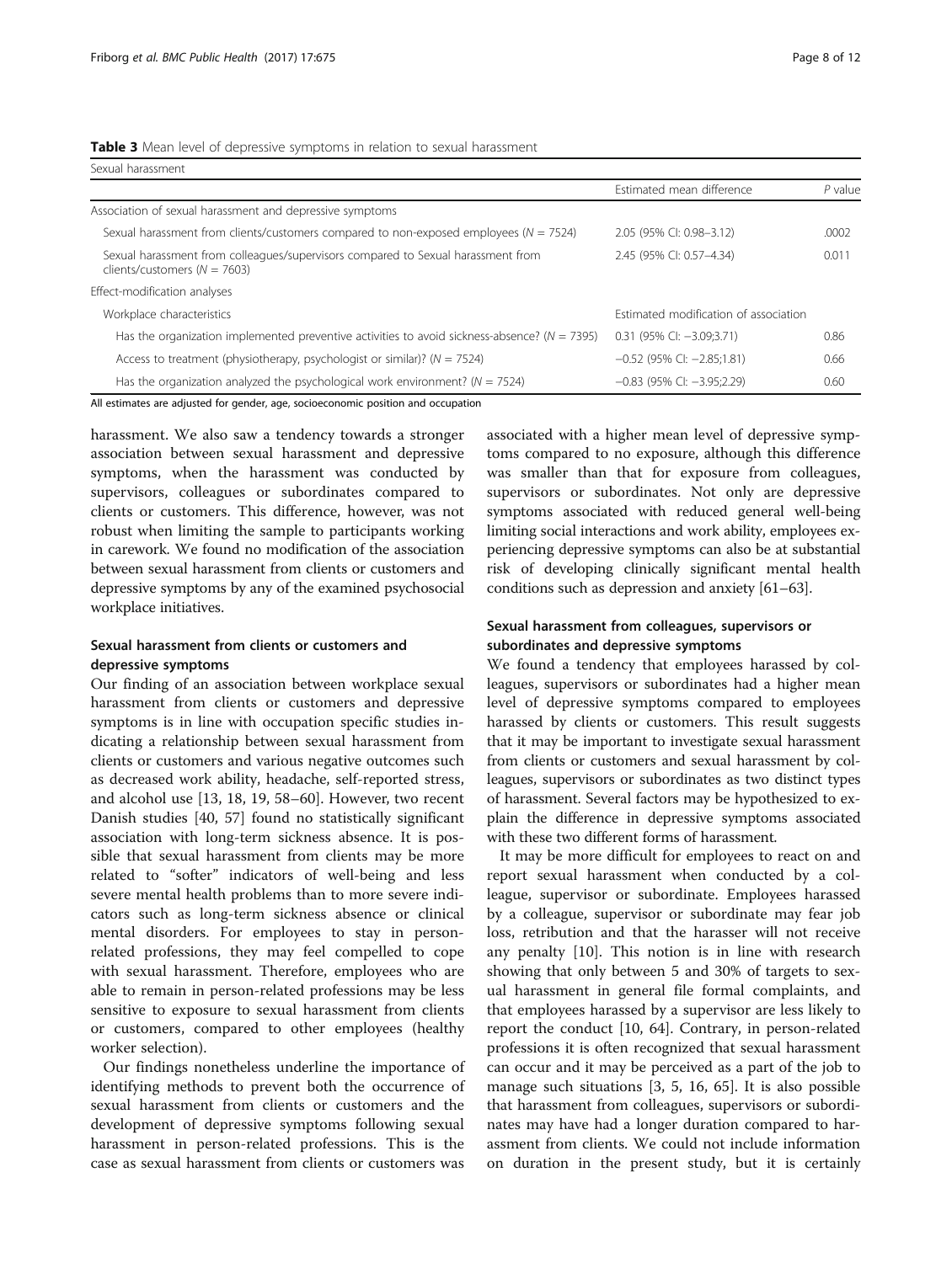**Table 3** Mean level of depressive symptoms in relation to sexual harassment

| Sexual harassment | | |
|---|---|---|
| | Estimated mean difference | *P* value |
| Association of sexual harassment and depressive symptoms | | |
| Sexual harassment from clients/customers compared to non-exposed employees (*N* = 7524) | 2.05 (95% CI: 0.98–3.12) | .0002 |
| Sexual harassment from colleagues/supervisors compared to Sexual harassment from clients/customers (*N* = 7603) | 2.45 (95% CI: 0.57–4.34) | 0.011 |
| Effect-modification analyses | | |
| Workplace characteristics | Estimated modification of association | |
| Has the organization implemented preventive activities to avoid sickness-absence? (*N* = 7395) | 0.31 (95% CI: −3.09;3.71) | 0.86 |
| Access to treatment (physiotherapy, psychologist or similar)? (*N* = 7524) | −0.52 (95% CI: −2.85;1.81) | 0.66 |
| Has the organization analyzed the psychological work environment? (*N* = 7524) | −0.83 (95% CI: −3.95;2.29) | 0.60 |

All estimates are adjusted for gender, age, socioeconomic position and occupation

harassment. We also saw a tendency towards a stronger association between sexual harassment and depressive symptoms, when the harassment was conducted by supervisors, colleagues or subordinates compared to clients or customers. This difference, however, was not robust when limiting the sample to participants working in carework. We found no modification of the association between sexual harassment from clients or customers and depressive symptoms by any of the examined psychosocial workplace initiatives.

## Sexual harassment from clients or customers and depressive symptoms

Our finding of an association between workplace sexual harassment from clients or customers and depressive symptoms is in line with occupation specific studies indicating a relationship between sexual harassment from clients or customers and various negative outcomes such as decreased work ability, headache, self-reported stress, and alcohol use [13, 18, 19, 58–60]. However, two recent Danish studies [40, 57] found no statistically significant association with long-term sickness absence. It is possible that sexual harassment from clients may be more related to "softer" indicators of well-being and less severe mental health problems than to more severe indicators such as long-term sickness absence or clinical mental disorders. For employees to stay in person-related professions, they may feel compelled to cope with sexual harassment. Therefore, employees who are able to remain in person-related professions may be less sensitive to exposure to sexual harassment from clients or customers, compared to other employees (healthy worker selection).

Our findings nonetheless underline the importance of identifying methods to prevent both the occurrence of sexual harassment from clients or customers and the development of depressive symptoms following sexual harassment in person-related professions. This is the case as sexual harassment from clients or customers was associated with a higher mean level of depressive symptoms compared to no exposure, although this difference was smaller than that for exposure from colleagues, supervisors or subordinates. Not only are depressive symptoms associated with reduced general well-being limiting social interactions and work ability, employees experiencing depressive symptoms can also be at substantial risk of developing clinically significant mental health conditions such as depression and anxiety [61–63].

## Sexual harassment from colleagues, supervisors or subordinates and depressive symptoms

We found a tendency that employees harassed by colleagues, supervisors or subordinates had a higher mean level of depressive symptoms compared to employees harassed by clients or customers. This result suggests that it may be important to investigate sexual harassment from clients or customers and sexual harassment by colleagues, supervisors or subordinates as two distinct types of harassment. Several factors may be hypothesized to explain the difference in depressive symptoms associated with these two different forms of harassment.

It may be more difficult for employees to react on and report sexual harassment when conducted by a colleague, supervisor or subordinate. Employees harassed by a colleague, supervisor or subordinate may fear job loss, retribution and that the harasser will not receive any penalty [10]. This notion is in line with research showing that only between 5 and 30% of targets to sexual harassment in general file formal complaints, and that employees harassed by a supervisor are less likely to report the conduct [10, 64]. Contrary, in person-related professions it is often recognized that sexual harassment can occur and it may be perceived as a part of the job to manage such situations [3, 5, 16, 65]. It is also possible that harassment from colleagues, supervisors or subordinates may have had a longer duration compared to harassment from clients. We could not include information on duration in the present study, but it is certainly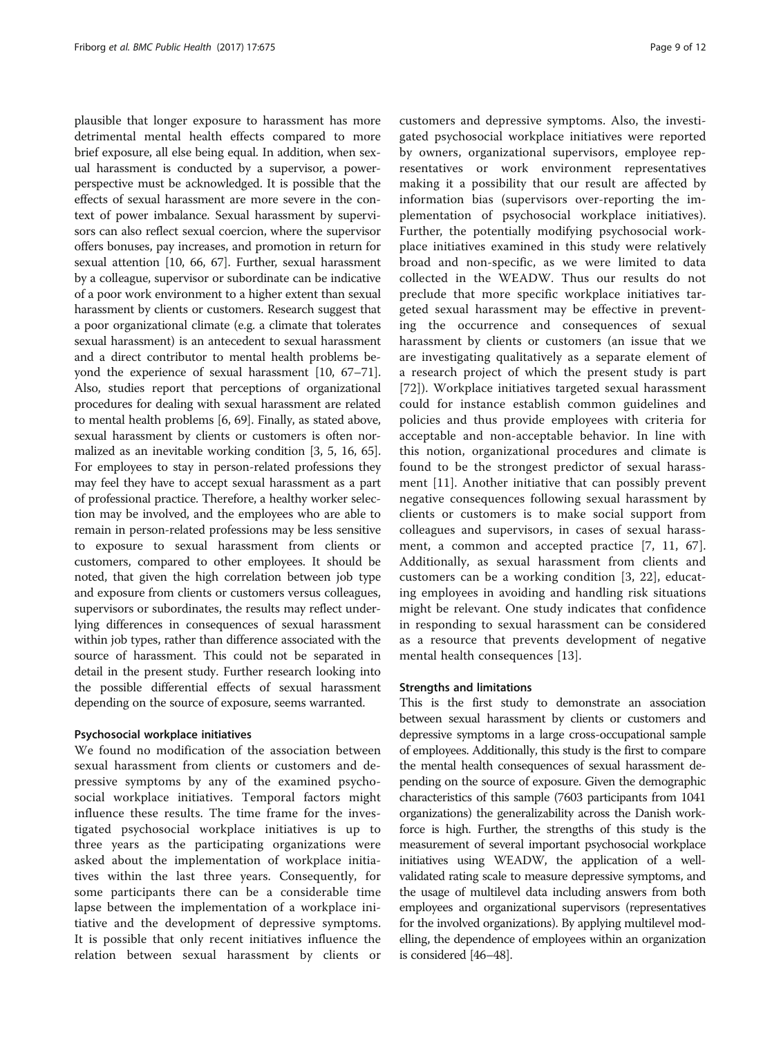plausible that longer exposure to harassment has more detrimental mental health effects compared to more brief exposure, all else being equal. In addition, when sexual harassment is conducted by a supervisor, a power-perspective must be acknowledged. It is possible that the effects of sexual harassment are more severe in the context of power imbalance. Sexual harassment by supervisors can also reflect sexual coercion, where the supervisor offers bonuses, pay increases, and promotion in return for sexual attention [10, 66, 67]. Further, sexual harassment by a colleague, supervisor or subordinate can be indicative of a poor work environment to a higher extent than sexual harassment by clients or customers. Research suggest that a poor organizational climate (e.g. a climate that tolerates sexual harassment) is an antecedent to sexual harassment and a direct contributor to mental health problems beyond the experience of sexual harassment [10, 67–71]. Also, studies report that perceptions of organizational procedures for dealing with sexual harassment are related to mental health problems [6, 69]. Finally, as stated above, sexual harassment by clients or customers is often normalized as an inevitable working condition [3, 5, 16, 65]. For employees to stay in person-related professions they may feel they have to accept sexual harassment as a part of professional practice. Therefore, a healthy worker selection may be involved, and the employees who are able to remain in person-related professions may be less sensitive to exposure to sexual harassment from clients or customers, compared to other employees. It should be noted, that given the high correlation between job type and exposure from clients or customers versus colleagues, supervisors or subordinates, the results may reflect underlying differences in consequences of sexual harassment within job types, rather than difference associated with the source of harassment. This could not be separated in detail in the present study. Further research looking into the possible differential effects of sexual harassment depending on the source of exposure, seems warranted.

### Psychosocial workplace initiatives

We found no modification of the association between sexual harassment from clients or customers and depressive symptoms by any of the examined psychosocial workplace initiatives. Temporal factors might influence these results. The time frame for the investigated psychosocial workplace initiatives is up to three years as the participating organizations were asked about the implementation of workplace initiatives within the last three years. Consequently, for some participants there can be a considerable time lapse between the implementation of a workplace initiative and the development of depressive symptoms. It is possible that only recent initiatives influence the relation between sexual harassment by clients or customers and depressive symptoms. Also, the investigated psychosocial workplace initiatives were reported by owners, organizational supervisors, employee representatives or work environment representatives making it a possibility that our result are affected by information bias (supervisors over-reporting the implementation of psychosocial workplace initiatives). Further, the potentially modifying psychosocial workplace initiatives examined in this study were relatively broad and non-specific, as we were limited to data collected in the WEADW. Thus our results do not preclude that more specific workplace initiatives targeted sexual harassment may be effective in preventing the occurrence and consequences of sexual harassment by clients or customers (an issue that we are investigating qualitatively as a separate element of a research project of which the present study is part [72]). Workplace initiatives targeted sexual harassment could for instance establish common guidelines and policies and thus provide employees with criteria for acceptable and non-acceptable behavior. In line with this notion, organizational procedures and climate is found to be the strongest predictor of sexual harassment [11]. Another initiative that can possibly prevent negative consequences following sexual harassment by clients or customers is to make social support from colleagues and supervisors, in cases of sexual harassment, a common and accepted practice [7, 11, 67]. Additionally, as sexual harassment from clients and customers can be a working condition [3, 22], educating employees in avoiding and handling risk situations might be relevant. One study indicates that confidence in responding to sexual harassment can be considered as a resource that prevents development of negative mental health consequences [13].

### Strengths and limitations

This is the first study to demonstrate an association between sexual harassment by clients or customers and depressive symptoms in a large cross-occupational sample of employees. Additionally, this study is the first to compare the mental health consequences of sexual harassment depending on the source of exposure. Given the demographic characteristics of this sample (7603 participants from 1041 organizations) the generalizability across the Danish workforce is high. Further, the strengths of this study is the measurement of several important psychosocial workplace initiatives using WEADW, the application of a well-validated rating scale to measure depressive symptoms, and the usage of multilevel data including answers from both employees and organizational supervisors (representatives for the involved organizations). By applying multilevel modelling, the dependence of employees within an organization is considered [46–48].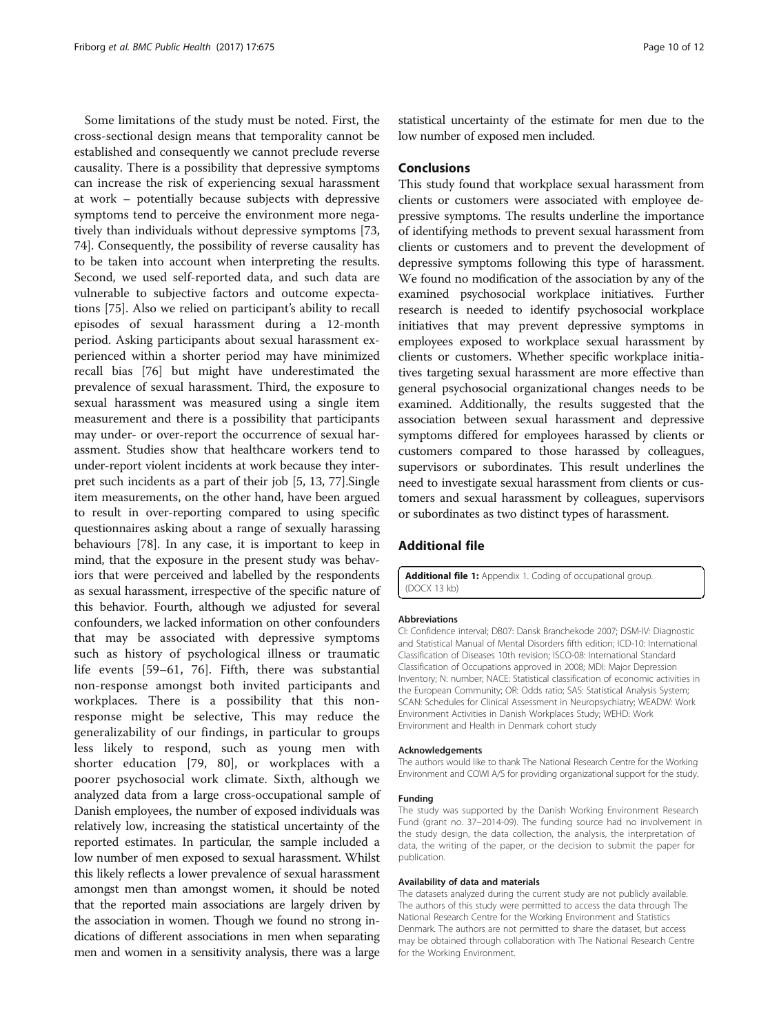Some limitations of the study must be noted. First, the cross-sectional design means that temporality cannot be established and consequently we cannot preclude reverse causality. There is a possibility that depressive symptoms can increase the risk of experiencing sexual harassment at work – potentially because subjects with depressive symptoms tend to perceive the environment more negatively than individuals without depressive symptoms [73, 74]. Consequently, the possibility of reverse causality has to be taken into account when interpreting the results. Second, we used self-reported data, and such data are vulnerable to subjective factors and outcome expectations [75]. Also we relied on participant's ability to recall episodes of sexual harassment during a 12-month period. Asking participants about sexual harassment experienced within a shorter period may have minimized recall bias [76] but might have underestimated the prevalence of sexual harassment. Third, the exposure to sexual harassment was measured using a single item measurement and there is a possibility that participants may under- or over-report the occurrence of sexual harassment. Studies show that healthcare workers tend to under-report violent incidents at work because they interpret such incidents as a part of their job [5, 13, 77].Single item measurements, on the other hand, have been argued to result in over-reporting compared to using specific questionnaires asking about a range of sexually harassing behaviours [78]. In any case, it is important to keep in mind, that the exposure in the present study was behaviors that were perceived and labelled by the respondents as sexual harassment, irrespective of the specific nature of this behavior. Fourth, although we adjusted for several confounders, we lacked information on other confounders that may be associated with depressive symptoms such as history of psychological illness or traumatic life events [59–61, 76]. Fifth, there was substantial non-response amongst both invited participants and workplaces. There is a possibility that this non-response might be selective, This may reduce the generalizability of our findings, in particular to groups less likely to respond, such as young men with shorter education [79, 80], or workplaces with a poorer psychosocial work climate. Sixth, although we analyzed data from a large cross-occupational sample of Danish employees, the number of exposed individuals was relatively low, increasing the statistical uncertainty of the reported estimates. In particular, the sample included a low number of men exposed to sexual harassment. Whilst this likely reflects a lower prevalence of sexual harassment amongst men than amongst women, it should be noted that the reported main associations are largely driven by the association in women. Though we found no strong indications of different associations in men when separating men and women in a sensitivity analysis, there was a large statistical uncertainty of the estimate for men due to the low number of exposed men included.

## Conclusions

This study found that workplace sexual harassment from clients or customers were associated with employee depressive symptoms. The results underline the importance of identifying methods to prevent sexual harassment from clients or customers and to prevent the development of depressive symptoms following this type of harassment. We found no modification of the association by any of the examined psychosocial workplace initiatives. Further research is needed to identify psychosocial workplace initiatives that may prevent depressive symptoms in employees exposed to workplace sexual harassment by clients or customers. Whether specific workplace initiatives targeting sexual harassment are more effective than general psychosocial organizational changes needs to be examined. Additionally, the results suggested that the association between sexual harassment and depressive symptoms differed for employees harassed by clients or customers compared to those harassed by colleagues, supervisors or subordinates. This result underlines the need to investigate sexual harassment from clients or customers and sexual harassment by colleagues, supervisors or subordinates as two distinct types of harassment.

## Additional file

**Additional file 1:** Appendix 1. Coding of occupational group. (DOCX 13 kb)

#### Abbreviations

CI: Confidence interval; DB07: Dansk Branchekode 2007; DSM-IV: Diagnostic and Statistical Manual of Mental Disorders fifth edition; ICD-10: International Classification of Diseases 10th revision; ISCO-08: International Standard Classification of Occupations approved in 2008; MDI: Major Depression Inventory; N: number; NACE: Statistical classification of economic activities in the European Community; OR: Odds ratio; SAS: Statistical Analysis System; SCAN: Schedules for Clinical Assessment in Neuropsychiatry; WEADW: Work Environment Activities in Danish Workplaces Study; WEHD: Work Environment and Health in Denmark cohort study

#### Acknowledgements

The authors would like to thank The National Research Centre for the Working Environment and COWI A/S for providing organizational support for the study.

#### Funding

The study was supported by the Danish Working Environment Research Fund (grant no. 37–2014-09). The funding source had no involvement in the study design, the data collection, the analysis, the interpretation of data, the writing of the paper, or the decision to submit the paper for publication.

#### Availability of data and materials

The datasets analyzed during the current study are not publicly available. The authors of this study were permitted to access the data through The National Research Centre for the Working Environment and Statistics Denmark. The authors are not permitted to share the dataset, but access may be obtained through collaboration with The National Research Centre for the Working Environment.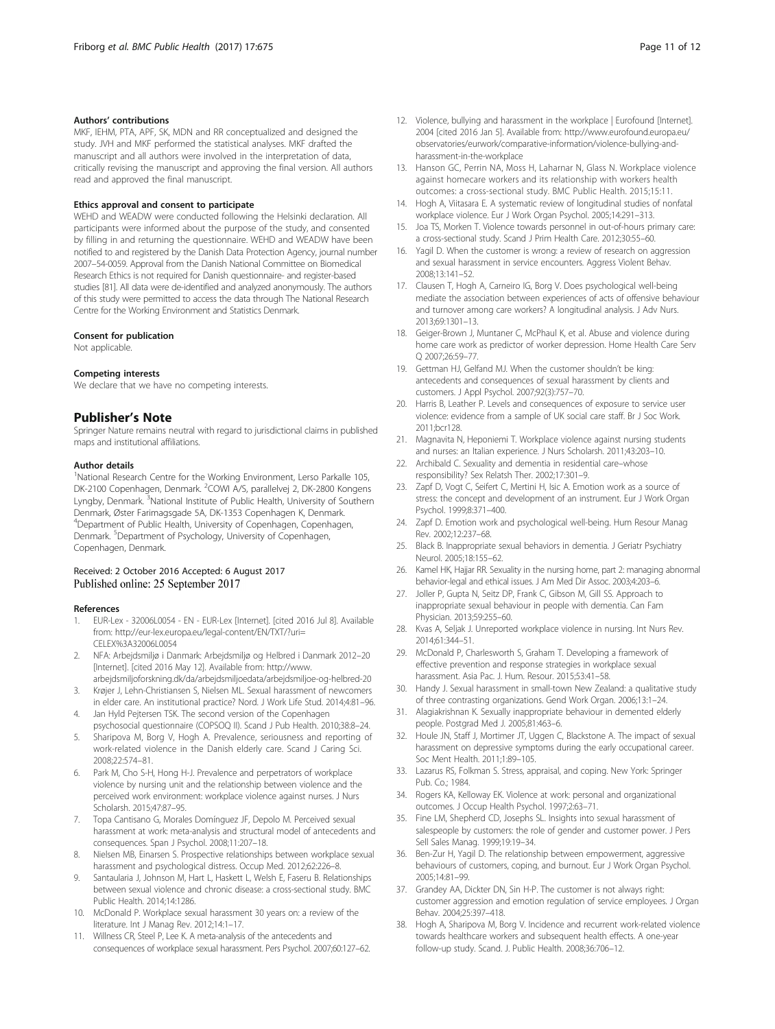#### Authors' contributions

MKF, IEHM, PTA, APF, SK, MDN and RR conceptualized and designed the study. JVH and MKF performed the statistical analyses. MKF drafted the manuscript and all authors were involved in the interpretation of data, critically revising the manuscript and approving the final version. All authors read and approved the final manuscript.

#### Ethics approval and consent to participate

WEHD and WEADW were conducted following the Helsinki declaration. All participants were informed about the purpose of the study, and consented by filling in and returning the questionnaire. WEHD and WEADW have been notified to and registered by the Danish Data Protection Agency, journal number 2007–54-0059. Approval from the Danish National Committee on Biomedical Research Ethics is not required for Danish questionnaire- and register-based studies [81]. All data were de-identified and analyzed anonymously. The authors of this study were permitted to access the data through The National Research Centre for the Working Environment and Statistics Denmark.

#### Consent for publication

Not applicable.

#### Competing interests

We declare that we have no competing interests.

## Publisher's Note

Springer Nature remains neutral with regard to jurisdictional claims in published maps and institutional affiliations.

#### Author details

[1]National Research Centre for the Working Environment, Lerso Parkalle 105, DK-2100 Copenhagen, Denmark. [2]COWI A/S, parallelvej 2, DK-2800 Kongens Lyngby, Denmark. [3]National Institute of Public Health, University of Southern Denmark, Øster Farimagsgade 5A, DK-1353 Copenhagen K, Denmark. [4]Department of Public Health, University of Copenhagen, Copenhagen, Denmark. [5]Department of Psychology, University of Copenhagen, Copenhagen, Denmark.

Received: 2 October 2016 Accepted: 6 August 2017
Published online: 25 September 2017

#### References

1. EUR-Lex - 32006L0054 - EN - EUR-Lex [Internet]. [cited 2016 Jul 8]. Available from: http://eur-lex.europa.eu/legal-content/EN/TXT/?uri=CELEX%3A32006L0054
2. NFA: Arbejdsmiljø i Danmark: Arbejdsmiljø og Helbred i Danmark 2012–20 [Internet]. [cited 2016 May 12]. Available from: http://www.arbejdsmiljoforskning.dk/da/arbejdsmiljoedata/arbejdsmiljoe-og-helbred-20
3. Krøjer J, Lehn-Christiansen S, Nielsen ML. Sexual harassment of newcomers in elder care. An institutional practice? Nord. J Work Life Stud. 2014;4:81–96.
4. Jan Hyld Pejtersen TSK. The second version of the Copenhagen psychosocial questionnaire (COPSOQ II). Scand J Pub Health. 2010;38:8–24.
5. Sharipova M, Borg V, Hogh A. Prevalence, seriousness and reporting of work-related violence in the Danish elderly care. Scand J Caring Sci. 2008;22:574–81.
6. Park M, Cho S-H, Hong H-J. Prevalence and perpetrators of workplace violence by nursing unit and the relationship between violence and the perceived work environment: workplace violence against nurses. J Nurs Scholarsh. 2015;47:87–95.
7. Topa Cantisano G, Morales Domínguez JF, Depolo M. Perceived sexual harassment at work: meta-analysis and structural model of antecedents and consequences. Span J Psychol. 2008;11:207–18.
8. Nielsen MB, Einarsen S. Prospective relationships between workplace sexual harassment and psychological distress. Occup Med. 2012;62:226–8.
9. Santaularia J, Johnson M, Hart L, Haskett L, Welsh E, Faseru B. Relationships between sexual violence and chronic disease: a cross-sectional study. BMC Public Health. 2014;14:1286.
10. McDonald P. Workplace sexual harassment 30 years on: a review of the literature. Int J Manag Rev. 2012;14:1–17.
11. Willness CR, Steel P, Lee K. A meta-analysis of the antecedents and consequences of workplace sexual harassment. Pers Psychol. 2007;60:127–62.
12. Violence, bullying and harassment in the workplace | Eurofound [Internet]. 2004 [cited 2016 Jan 5]. Available from: http://www.eurofound.europa.eu/observatories/eurwork/comparative-information/violence-bullying-and-harassment-in-the-workplace
13. Hanson GC, Perrin NA, Moss H, Laharnar N, Glass N. Workplace violence against homecare workers and its relationship with workers health outcomes: a cross-sectional study. BMC Public Health. 2015;15:11.
14. Hogh A, Viitasara E. A systematic review of longitudinal studies of nonfatal workplace violence. Eur J Work Organ Psychol. 2005;14:291–313.
15. Joa TS, Morken T. Violence towards personnel in out-of-hours primary care: a cross-sectional study. Scand J Prim Health Care. 2012;30:55–60.
16. Yagil D. When the customer is wrong: a review of research on aggression and sexual harassment in service encounters. Aggress Violent Behav. 2008;13:141–52.
17. Clausen T, Hogh A, Carneiro IG, Borg V. Does psychological well-being mediate the association between experiences of acts of offensive behaviour and turnover among care workers? A longitudinal analysis. J Adv Nurs. 2013;69:1301–13.
18. Geiger-Brown J, Muntaner C, McPhaul K, et al. Abuse and violence during home care work as predictor of worker depression. Home Health Care Serv Q 2007;26:59–77.
19. Gettman HJ, Gelfand MJ. When the customer shouldn't be king: antecedents and consequences of sexual harassment by clients and customers. J Appl Psychol. 2007;92(3):757–70.
20. Harris B, Leather P. Levels and consequences of exposure to service user violence: evidence from a sample of UK social care staff. Br J Soc Work. 2011;bcr128.
21. Magnavita N, Heponiemi T. Workplace violence against nursing students and nurses: an Italian experience. J Nurs Scholarsh. 2011;43:203–10.
22. Archibald C. Sexuality and dementia in residential care–whose responsibility? Sex Relatsh Ther. 2002;17:301–9.
23. Zapf D, Vogt C, Seifert C, Mertini H, Isic A. Emotion work as a source of stress: the concept and development of an instrument. Eur J Work Organ Psychol. 1999;8:371–400.
24. Zapf D. Emotion work and psychological well-being. Hum Resour Manag Rev. 2002;12:237–68.
25. Black B. Inappropriate sexual behaviors in dementia. J Geriatr Psychiatry Neurol. 2005;18:155–62.
26. Kamel HK, Hajjar RR. Sexuality in the nursing home, part 2: managing abnormal behavior-legal and ethical issues. J Am Med Dir Assoc. 2003;4:203–6.
27. Joller P, Gupta N, Seitz DP, Frank C, Gibson M, Gill SS. Approach to inappropriate sexual behaviour in people with dementia. Can Fam Physician. 2013;59:255–60.
28. Kvas A, Seljak J. Unreported workplace violence in nursing. Int Nurs Rev. 2014;61:344–51.
29. McDonald P, Charlesworth S, Graham T. Developing a framework of effective prevention and response strategies in workplace sexual harassment. Asia Pac. J. Hum. Resour. 2015;53:41–58.
30. Handy J. Sexual harassment in small-town New Zealand: a qualitative study of three contrasting organizations. Gend Work Organ. 2006;13:1–24.
31. Alagiakrishnan K. Sexually inappropriate behaviour in demented elderly people. Postgrad Med J. 2005;81:463–6.
32. Houle JN, Staff J, Mortimer JT, Uggen C, Blackstone A. The impact of sexual harassment on depressive symptoms during the early occupational career. Soc Ment Health. 2011;1:89–105.
33. Lazarus RS, Folkman S. Stress, appraisal, and coping. New York: Springer Pub. Co.; 1984.
34. Rogers KA, Kelloway EK. Violence at work: personal and organizational outcomes. J Occup Health Psychol. 1997;2:63–71.
35. Fine LM, Shepherd CD, Josephs SL. Insights into sexual harassment of salespeople by customers: the role of gender and customer power. J Pers Sell Sales Manag. 1999;19:19–34.
36. Ben-Zur H, Yagil D. The relationship between empowerment, aggressive behaviours of customers, coping, and burnout. Eur J Work Organ Psychol. 2005;14:81–99.
37. Grandey AA, Dickter DN, Sin H-P. The customer is not always right: customer aggression and emotion regulation of service employees. J Organ Behav. 2004;25:397–418.
38. Hogh A, Sharipova M, Borg V. Incidence and recurrent work-related violence towards healthcare workers and subsequent health effects. A one-year follow-up study. Scand. J. Public Health. 2008;36:706–12.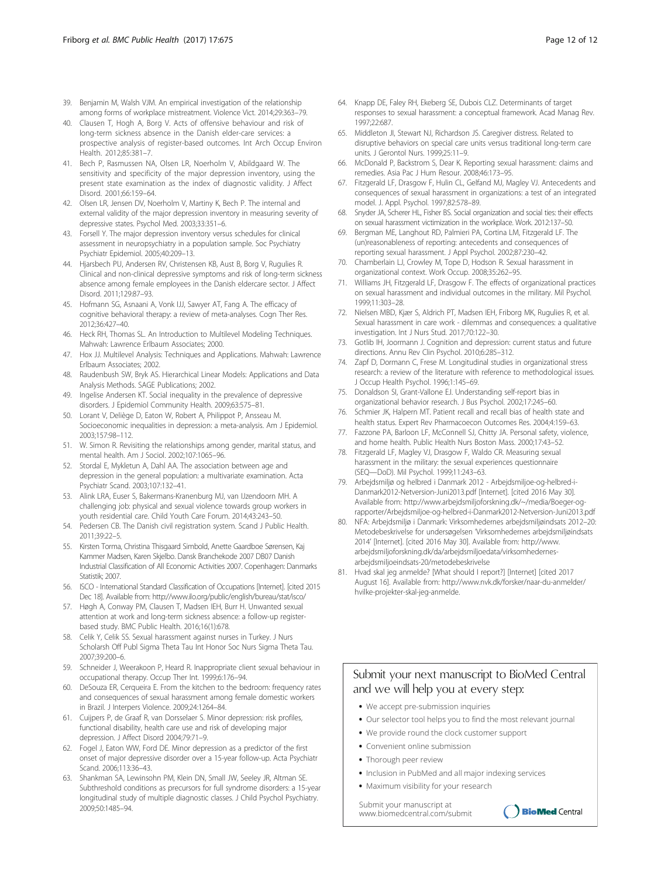39. Benjamin M, Walsh VJM. An empirical investigation of the relationship among forms of workplace mistreatment. Violence Vict. 2014;29:363–79.
40. Clausen T, Hogh A, Borg V. Acts of offensive behaviour and risk of long-term sickness absence in the Danish elder-care services: a prospective analysis of register-based outcomes. Int Arch Occup Environ Health. 2012;85:381–7.
41. Bech P, Rasmussen NA, Olsen LR, Noerholm V, Abildgaard W. The sensitivity and specificity of the major depression inventory, using the present state examination as the index of diagnostic validity. J Affect Disord. 2001;66:159–64.
42. Olsen LR, Jensen DV, Noerholm V, Martiny K, Bech P. The internal and external validity of the major depression inventory in measuring severity of depressive states. Psychol Med. 2003;33:351–6.
43. Forsell Y. The major depression inventory versus schedules for clinical assessment in neuropsychiatry in a population sample. Soc Psychiatry Psychiatr Epidemiol. 2005;40:209–13.
44. Hjarsbech PU, Andersen RV, Christensen KB, Aust B, Borg V, Rugulies R. Clinical and non-clinical depressive symptoms and risk of long-term sickness absence among female employees in the Danish eldercare sector. J Affect Disord. 2011;129:87–93.
45. Hofmann SG, Asnaani A, Vonk IJJ, Sawyer AT, Fang A. The efficacy of cognitive behavioral therapy: a review of meta-analyses. Cogn Ther Res. 2012;36:427–40.
46. Heck RH, Thomas SL. An Introduction to Multilevel Modeling Techniques. Mahwah: Lawrence Erlbaum Associates; 2000.
47. Hox JJ. Multilevel Analysis: Techniques and Applications. Mahwah: Lawrence Erlbaum Associates; 2002.
48. Raudenbush SW, Bryk AS. Hierarchical Linear Models: Applications and Data Analysis Methods. SAGE Publications; 2002.
49. Ingelise Andersen KT. Social inequality in the prevalence of depressive disorders. J Epidemiol Community Health. 2009;63:575–81.
50. Lorant V, Deliège D, Eaton W, Robert A, Philippot P, Ansseau M. Socioeconomic inequalities in depression: a meta-analysis. Am J Epidemiol. 2003;157:98–112.
51. W. Simon R. Revisiting the relationships among gender, marital status, and mental health. Am J Sociol. 2002;107:1065–96.
52. Stordal E, Mykletun A, Dahl AA. The association between age and depression in the general population: a multivariate examination. Acta Psychiatr Scand. 2003;107:132–41.
53. Alink LRA, Euser S, Bakermans-Kranenburg MJ, van IJzendoorn MH. A challenging job: physical and sexual violence towards group workers in youth residential care. Child Youth Care Forum. 2014;43:243–50.
54. Pedersen CB. The Danish civil registration system. Scand J Public Health. 2011;39:22–5.
55. Kirsten Torma, Christina Thisgaard Simbold, Anette Gaardboe Sørensen, Kaj Kammer Madsen, Karen Skjelbo. Dansk Branchekode 2007 DB07 Danish Industrial Classification of All Economic Activities 2007. Copenhagen: Danmarks Statistik; 2007.
56. ISCO - International Standard Classification of Occupations [Internet]. [cited 2015 Dec 18]. Available from: http://www.ilo.org/public/english/bureau/stat/isco/
57. Høgh A, Conway PM, Clausen T, Madsen IEH, Burr H. Unwanted sexual attention at work and long-term sickness absence: a follow-up register-based study. BMC Public Health. 2016;16(1):678.
58. Celik Y, Celik SS. Sexual harassment against nurses in Turkey. J Nurs Scholarsh Off Publ Sigma Theta Tau Int Honor Soc Nurs Sigma Theta Tau. 2007;39:200–6.
59. Schneider J, Weerakoon P, Heard R. Inappropriate client sexual behaviour in occupational therapy. Occup Ther Int. 1999;6:176–94.
60. DeSouza ER, Cerqueira E. From the kitchen to the bedroom: frequency rates and consequences of sexual harassment among female domestic workers in Brazil. J Interpers Violence. 2009;24:1264–84.
61. Cuijpers P, de Graaf R, van Dorsselaer S. Minor depression: risk profiles, functional disability, health care use and risk of developing major depression. J Affect Disord 2004;79:71–9.
62. Fogel J, Eaton WW, Ford DE. Minor depression as a predictor of the first onset of major depressive disorder over a 15-year follow-up. Acta Psychiatr Scand. 2006;113:36–43.
63. Shankman SA, Lewinsohn PM, Klein DN, Small JW, Seeley JR, Altman SE. Subthreshold conditions as precursors for full syndrome disorders: a 15-year longitudinal study of multiple diagnostic classes. J Child Psychol Psychiatry. 2009;50:1485–94.
64. Knapp DE, Faley RH, Ekeberg SE, Dubois CLZ. Determinants of target responses to sexual harassment: a conceptual framework. Acad Manag Rev. 1997;22:687.
65. Middleton JI, Stewart NJ, Richardson JS. Caregiver distress. Related to disruptive behaviors on special care units versus traditional long-term care units. J Gerontol Nurs. 1999;25:11–9.
66. McDonald P, Backstrom S, Dear K. Reporting sexual harassment: claims and remedies. Asia Pac J Hum Resour. 2008;46:173–95.
67. Fitzgerald LF, Drasgow F, Hulin CL, Gelfand MJ, Magley VJ. Antecedents and consequences of sexual harassment in organizations: a test of an integrated model. J. Appl. Psychol. 1997;82:578–89.
68. Snyder JA, Scherer HL, Fisher BS. Social organization and social ties: their effects on sexual harassment victimization in the workplace. Work. 2012:137–50.
69. Bergman ME, Langhout RD, Palmieri PA, Cortina LM, Fitzgerald LF. The (un)reasonableness of reporting: antecedents and consequences of reporting sexual harassment. J Appl Psychol. 2002;87:230–42.
70. Chamberlain LJ, Crowley M, Tope D, Hodson R. Sexual harassment in organizational context. Work Occup. 2008;35:262–95.
71. Williams JH, Fitzgerald LF, Drasgow F. The effects of organizational practices on sexual harassment and individual outcomes in the military. Mil Psychol. 1999;11:303–28.
72. Nielsen MBD, Kjær S, Aldrich PT, Madsen IEH, Friborg MK, Rugulies R, et al. Sexual harassment in care work - dilemmas and consequences: a qualitative investigation. Int J Nurs Stud. 2017;70:122–30.
73. Gotlib IH, Joormann J. Cognition and depression: current status and future directions. Annu Rev Clin Psychol. 2010;6:285–312.
74. Zapf D, Dormann C, Frese M. Longitudinal studies in organizational stress research: a review of the literature with reference to methodological issues. J Occup Health Psychol. 1996;1:145–69.
75. Donaldson SI, Grant-Vallone EJ. Understanding self-report bias in organizational behavior research. J Bus Psychol. 2002;17:245–60.
76. Schmier JK, Halpern MT. Patient recall and recall bias of health state and health status. Expert Rev Pharmacoecon Outcomes Res. 2004;4:159–63.
77. Fazzone PA, Barloon LF, McConnell SJ, Chitty JA. Personal safety, violence, and home health. Public Health Nurs Boston Mass. 2000;17:43–52.
78. Fitzgerald LF, Magley VJ, Drasgow F, Waldo CR. Measuring sexual harassment in the military: the sexual experiences questionnaire (SEQ—DoD). Mil Psychol. 1999;11:243–63.
79. Arbejdsmiljø og helbred i Danmark 2012 - Arbejdsmiljoe-og-helbred-i-Danmark2012-Netversion-Juni2013.pdf [Internet]. [cited 2016 May 30]. Available from: http://www.arbejdsmiljoforskning.dk/~/media/Boeger-og-rapporter/Arbejdsmiljoe-og-helbred-i-Danmark2012-Netversion-Juni2013.pdf
80. NFA: Arbejdsmiljø i Danmark: Virksomhedernes arbejdsmiljøindsats 2012–20: Metodebeskrivelse for undersøgelsen 'Virksomhedernes arbejdsmiljøindsats 2014' [Internet]. [cited 2016 May 30]. Available from: http://www.arbejdsmiljoforskning.dk/da/arbejdsmiljoedata/virksomhedernes-arbejdsmiljoeindsats-20/metodebeskrivelse
81. Hvad skal jeg anmelde? [What should I report?] [Internet] [cited 2017 August 16]. Available from: http://www.nvk.dk/forsker/naar-du-anmelder/hvilke-projekter-skal-jeg-anmelde.

## Submit your next manuscript to BioMed Central and we will help you at every step:

- We accept pre-submission inquiries
- Our selector tool helps you to find the most relevant journal
- We provide round the clock customer support
- Convenient online submission
- Thorough peer review
- Inclusion in PubMed and all major indexing services
- Maximum visibility for your research

Submit your manuscript at www.biomedcentral.com/submit

BioMed Central